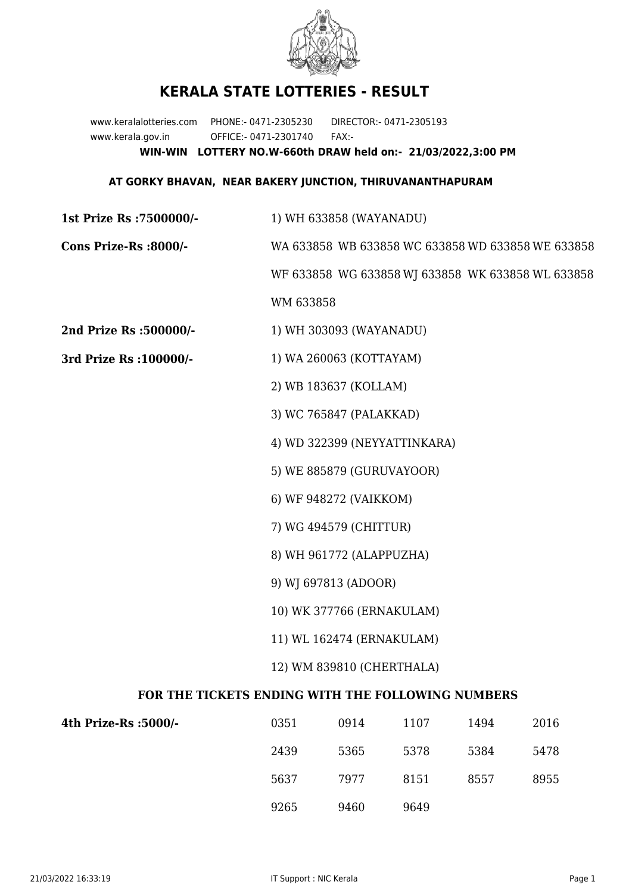# KERALA STATE LOTTERIES - RESULT

www.keralalotteries.com PHONE:- 0471-2305230 DIRECTOR:- 0471-2305193

www.kerala.gov.in OFFICE:- 0471-2301740 FAX:-

**WIN-WIN LOTTERY NO.W-660th DRAW held on:- 21/03/2022,3:00 PM**

**AT GORKY BHAVAN, NEAR BAKERY JUNCTION, THIRUVANANTHAPURAM**

**1st Prize Rs :7500000/-** 1) WH 633858 (WAYANADU)

**Cons Prize-Rs :8000/-** WA 633858 WB 633858 WC 633858 WD 633858 WE 633858 WF 633858 WG 633858 WJ 633858 WK 633858 WL 633858 WM 633858

**2nd Prize Rs :500000/-** 1) WH 303093 (WAYANADU)

**3rd Prize Rs :100000/-**

1) WA 260063 (KOTTAYAM)
2) WB 183637 (KOLLAM)
3) WC 765847 (PALAKKAD)
4) WD 322399 (NEYYATTINKARA)
5) WE 885879 (GURUVAYOOR)
6) WF 948272 (VAIKKOM)
7) WG 494579 (CHITTUR)
8) WH 961772 (ALAPPUZHA)
9) WJ 697813 (ADOOR)
10) WK 377766 (ERNAKULAM)
11) WL 162474 (ERNAKULAM)
12) WM 839810 (CHERTHALA)

**FOR THE TICKETS ENDING WITH THE FOLLOWING NUMBERS**

**4th Prize-Rs :5000/-**

| | | | | |
|---|---|---|---|---|
| 0351 | 0914 | 1107 | 1494 | 2016 |
| 2439 | 5365 | 5378 | 5384 | 5478 |
| 5637 | 7977 | 8151 | 8557 | 8955 |
| 9265 | 9460 | 9649 | | |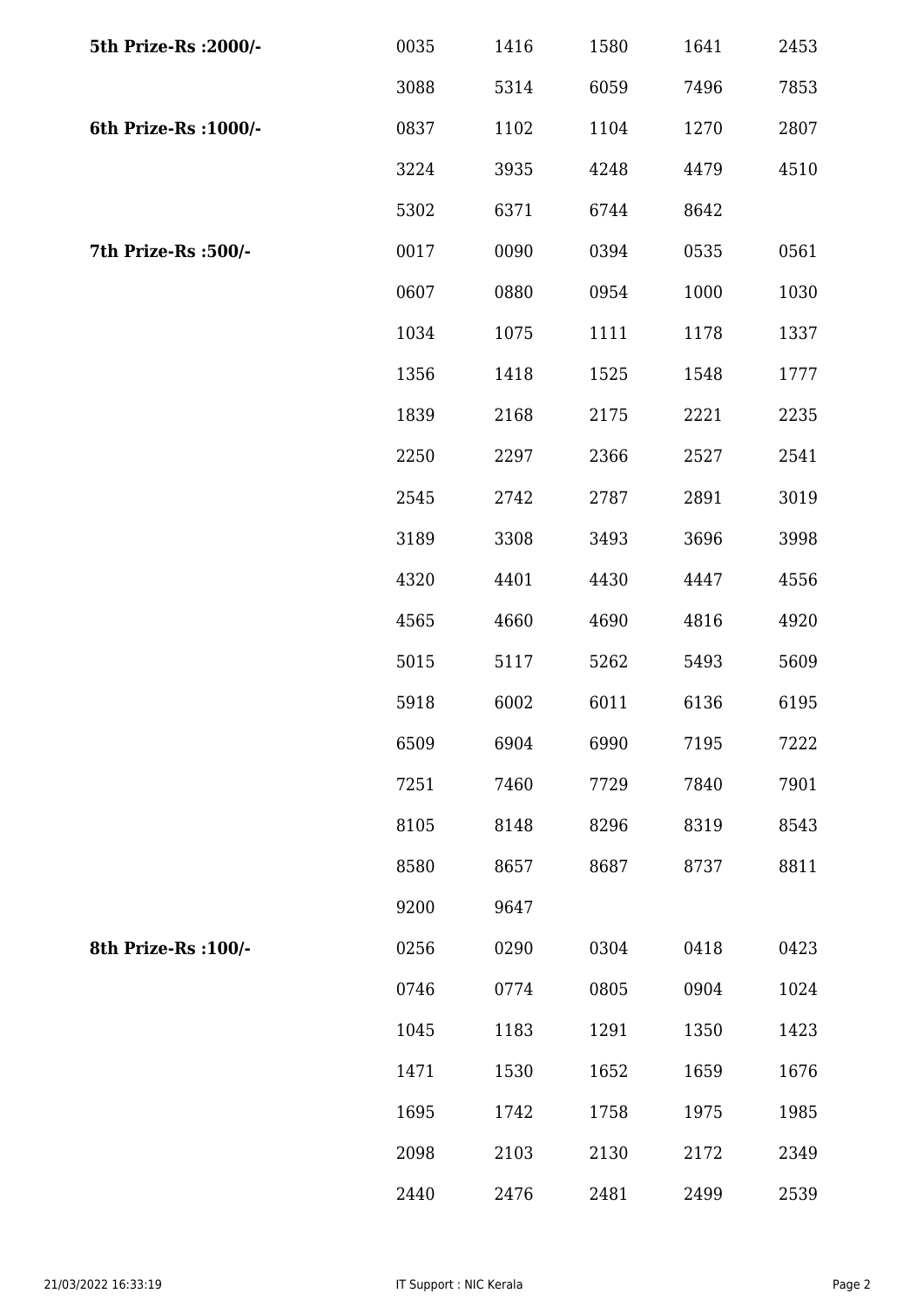| | | | | | |
|---|---|---|---|---|---|
| **5th Prize-Rs :2000/-** | 0035 | 1416 | 1580 | 1641 | 2453 |
| | 3088 | 5314 | 6059 | 7496 | 7853 |
| **6th Prize-Rs :1000/-** | 0837 | 1102 | 1104 | 1270 | 2807 |
| | 3224 | 3935 | 4248 | 4479 | 4510 |
| | 5302 | 6371 | 6744 | 8642 | |
| **7th Prize-Rs :500/-** | 0017 | 0090 | 0394 | 0535 | 0561 |
| | 0607 | 0880 | 0954 | 1000 | 1030 |
| | 1034 | 1075 | 1111 | 1178 | 1337 |
| | 1356 | 1418 | 1525 | 1548 | 1777 |
| | 1839 | 2168 | 2175 | 2221 | 2235 |
| | 2250 | 2297 | 2366 | 2527 | 2541 |
| | 2545 | 2742 | 2787 | 2891 | 3019 |
| | 3189 | 3308 | 3493 | 3696 | 3998 |
| | 4320 | 4401 | 4430 | 4447 | 4556 |
| | 4565 | 4660 | 4690 | 4816 | 4920 |
| | 5015 | 5117 | 5262 | 5493 | 5609 |
| | 5918 | 6002 | 6011 | 6136 | 6195 |
| | 6509 | 6904 | 6990 | 7195 | 7222 |
| | 7251 | 7460 | 7729 | 7840 | 7901 |
| | 8105 | 8148 | 8296 | 8319 | 8543 |
| | 8580 | 8657 | 8687 | 8737 | 8811 |
| | 9200 | 9647 | | | |
| **8th Prize-Rs :100/-** | 0256 | 0290 | 0304 | 0418 | 0423 |
| | 0746 | 0774 | 0805 | 0904 | 1024 |
| | 1045 | 1183 | 1291 | 1350 | 1423 |
| | 1471 | 1530 | 1652 | 1659 | 1676 |
| | 1695 | 1742 | 1758 | 1975 | 1985 |
| | 2098 | 2103 | 2130 | 2172 | 2349 |
| | 2440 | 2476 | 2481 | 2499 | 2539 |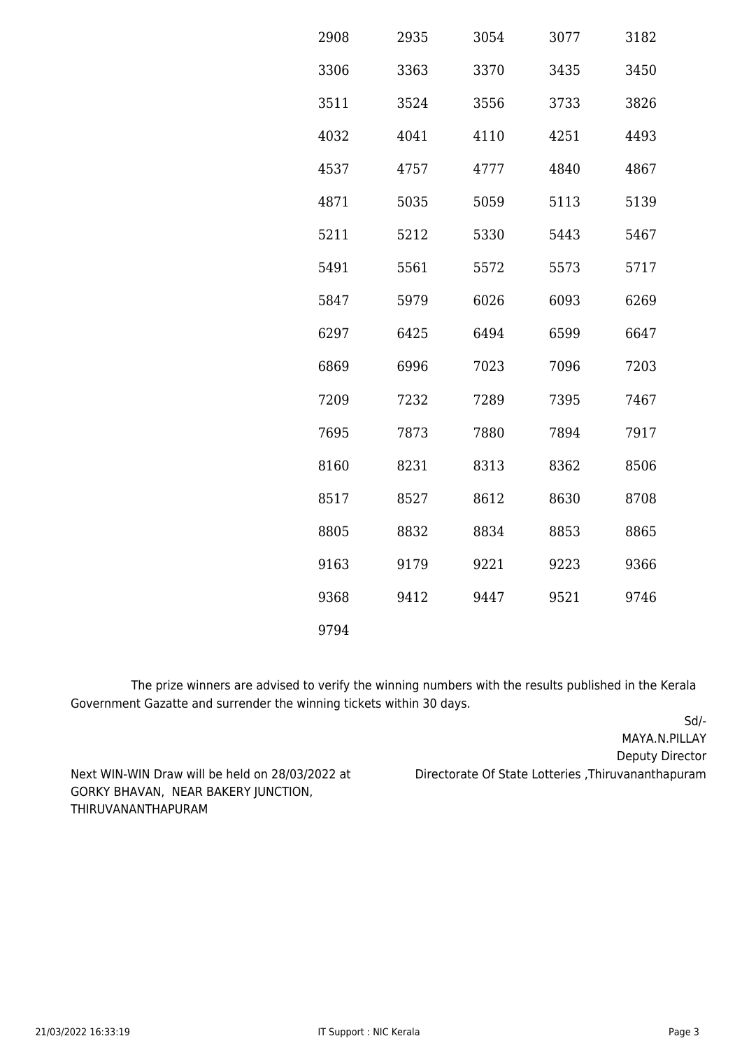| | | | | |
|---|---|---|---|---|
| 2908 | 2935 | 3054 | 3077 | 3182 |
| 3306 | 3363 | 3370 | 3435 | 3450 |
| 3511 | 3524 | 3556 | 3733 | 3826 |
| 4032 | 4041 | 4110 | 4251 | 4493 |
| 4537 | 4757 | 4777 | 4840 | 4867 |
| 4871 | 5035 | 5059 | 5113 | 5139 |
| 5211 | 5212 | 5330 | 5443 | 5467 |
| 5491 | 5561 | 5572 | 5573 | 5717 |
| 5847 | 5979 | 6026 | 6093 | 6269 |
| 6297 | 6425 | 6494 | 6599 | 6647 |
| 6869 | 6996 | 7023 | 7096 | 7203 |
| 7209 | 7232 | 7289 | 7395 | 7467 |
| 7695 | 7873 | 7880 | 7894 | 7917 |
| 8160 | 8231 | 8313 | 8362 | 8506 |
| 8517 | 8527 | 8612 | 8630 | 8708 |
| 8805 | 8832 | 8834 | 8853 | 8865 |
| 9163 | 9179 | 9221 | 9223 | 9366 |
| 9368 | 9412 | 9447 | 9521 | 9746 |
| 9794 | | | | |

The prize winners are advised to verify the winning numbers with the results published in the Kerala Government Gazatte and surrender the winning tickets within 30 days.

Sd/-
MAYA.N.PILLAY
Deputy Director
Directorate Of State Lotteries ,Thiruvananthapuram

Next WIN-WIN Draw will be held on 28/03/2022 at GORKY BHAVAN, NEAR BAKERY JUNCTION, THIRUVANANTHAPURAM